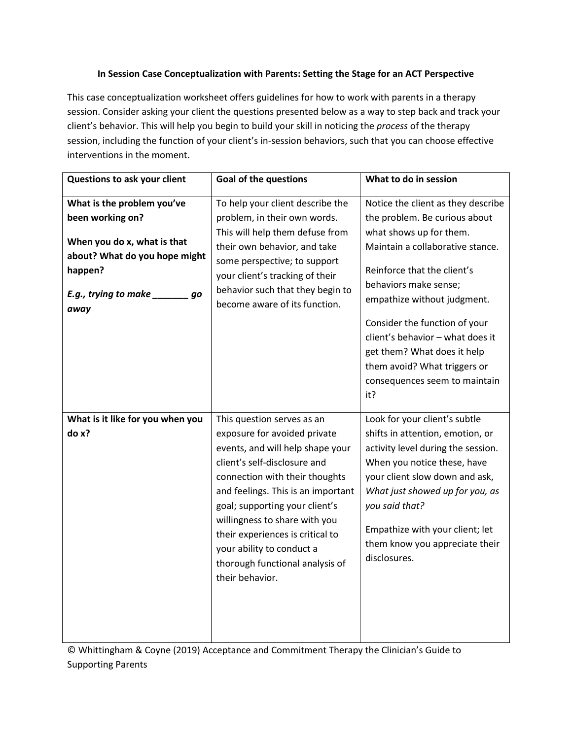**In Session Case Conceptualization with Parents: Setting the Stage for an ACT Perspective**

This case conceptualization worksheet offers guidelines for how to work with parents in a therapy session. Consider asking your client the questions presented below as a way to step back and track your client's behavior. This will help you begin to build your skill in noticing the *process* of the therapy session, including the function of your client's in-session behaviors, such that you can choose effective interventions in the moment.

| **Questions to ask your client** | **Goal of the questions** | **What to do in session** |
|---|---|---|
| **What is the problem you've been working on?**<br><br>**When you do x, what is that about? What do you hope might happen?**<br><br>***E.g., trying to make _______ go away*** | To help your client describe the problem, in their own words. This will help them defuse from their own behavior, and take some perspective; to support your client's tracking of their behavior such that they begin to become aware of its function. | Notice the client as they describe the problem. Be curious about what shows up for them. Maintain a collaborative stance.<br><br>Reinforce that the client's behaviors make sense; empathize without judgment.<br><br>Consider the function of your client's behavior – what does it get them? What does it help them avoid? What triggers or consequences seem to maintain it? |
| **What is it like for you when you do x?** | This question serves as an exposure for avoided private events, and will help shape your client's self-disclosure and connection with their thoughts and feelings. This is an important goal; supporting your client's willingness to share with you their experiences is critical to your ability to conduct a thorough functional analysis of their behavior. | Look for your client's subtle shifts in attention, emotion, or activity level during the session. When you notice these, have your client slow down and ask, *What just showed up for you, as you said that?*<br><br>Empathize with your client; let them know you appreciate their disclosures. |

© Whittingham & Coyne (2019) Acceptance and Commitment Therapy the Clinician's Guide to Supporting Parents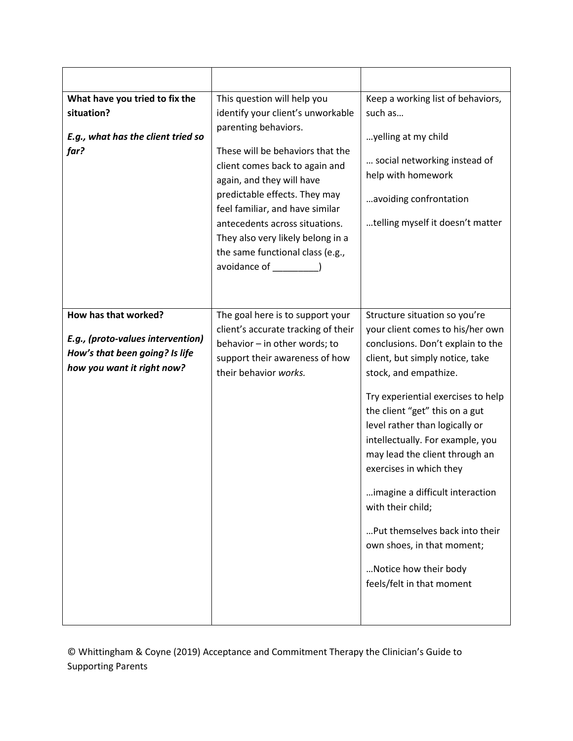| | | |
|---|---|---|
| **What have you tried to fix the situation?**<br><br>***E.g., what has the client tried so far?*** | This question will help you identify your client's unworkable parenting behaviors.<br><br>These will be behaviors that the client comes back to again and again, and they will have predictable effects. They may feel familiar, and have similar antecedents across situations. They also very likely belong in a the same functional class (e.g., avoidance of _________) | Keep a working list of behaviors, such as…<br><br>…yelling at my child<br><br>… social networking instead of help with homework<br><br>…avoiding confrontation<br><br>…telling myself it doesn't matter |
| **How has that worked?**<br><br>***E.g., (proto-values intervention) How's that been going? Is life how you want it right now?*** | The goal here is to support your client's accurate tracking of their behavior – in other words; to support their awareness of how their behavior *works.* | Structure situation so you're your client comes to his/her own conclusions. Don't explain to the client, but simply notice, take stock, and empathize.<br><br>Try experiential exercises to help the client "get" this on a gut level rather than logically or intellectually. For example, you may lead the client through an exercises in which they<br><br>…imagine a difficult interaction with their child;<br><br>…Put themselves back into their own shoes, in that moment;<br><br>…Notice how their body feels/felt in that moment |

© Whittingham & Coyne (2019) Acceptance and Commitment Therapy the Clinician's Guide to Supporting Parents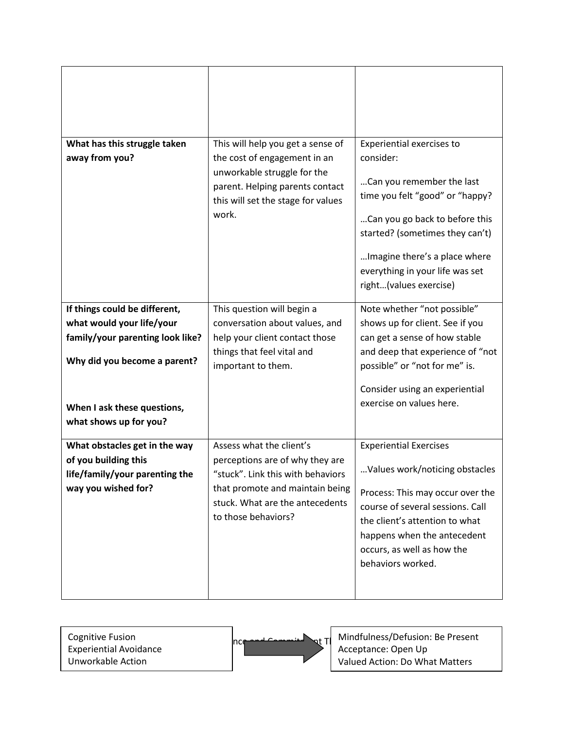| | | |
|---|---|---|
| | | |
| **What has this struggle taken away from you?** | This will help you get a sense of the cost of engagement in an unworkable struggle for the parent. Helping parents contact this will set the stage for values work. | Experiential exercises to consider:<br><br>…Can you remember the last time you felt "good" or "happy?<br><br>…Can you go back to before this started? (sometimes they can't)<br><br>…Imagine there's a place where everything in your life was set right…(values exercise) |
| **If things could be different, what would your life/your family/your parenting look like?**<br><br>**Why did you become a parent?**<br><br>**When I ask these questions, what shows up for you?** | This question will begin a conversation about values, and help your client contact those things that feel vital and important to them. | Note whether "not possible" shows up for client. See if you can get a sense of how stable and deep that experience of "not possible" or "not for me" is.<br><br>Consider using an experiential exercise on values here. |
| **What obstacles get in the way of you building this life/family/your parenting the way you wished for?** | Assess what the client's perceptions are of why they are "stuck". Link this with behaviors that promote and maintain being stuck. What are the antecedents to those behaviors? | Experiential Exercises<br><br>…Values work/noticing obstacles<br><br>Process: This may occur over the course of several sessions. Call the client's attention to what happens when the antecedent occurs, as well as how the behaviors worked. |

Cognitive Fusion
Experiential Avoidance
Unworkable Action

→

Mindfulness/Defusion: Be Present
Acceptance: Open Up
Valued Action: Do What Matters